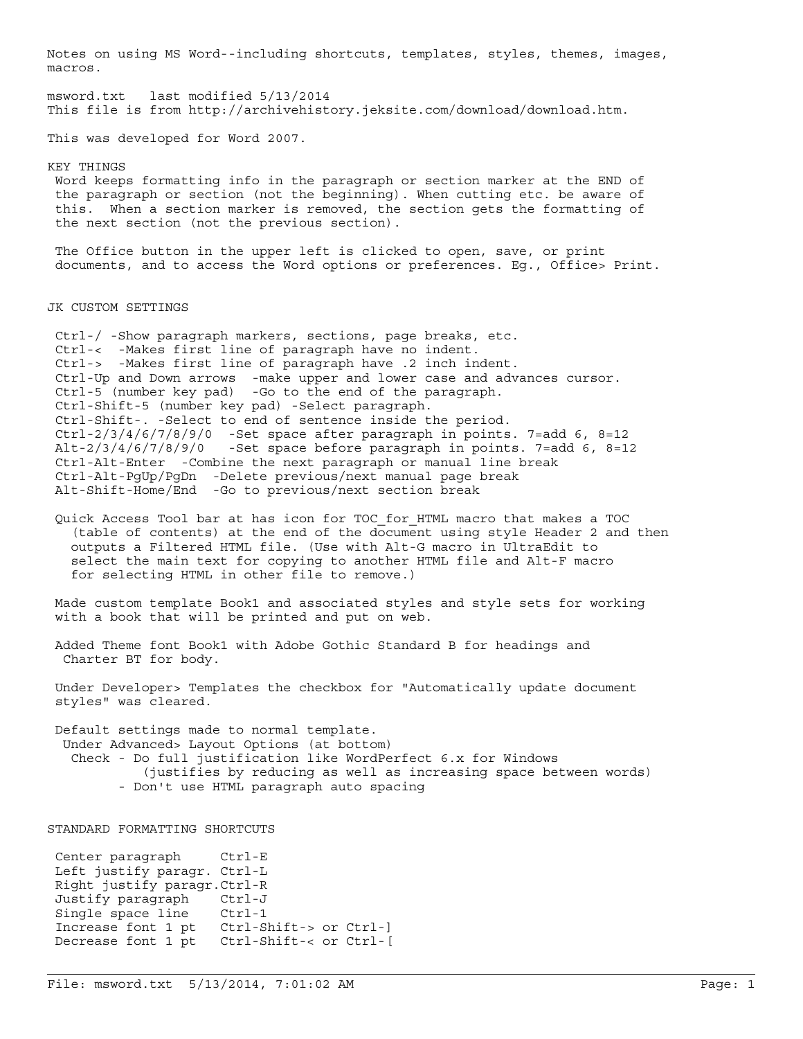Notes on using MS Word--including shortcuts, templates, styles, themes, images, macros.

msword.txt last modified 5/13/2014
This file is from http://archivehistory.jeksite.com/download/download.htm.

This was developed for Word 2007.

## KEY THINGS

Word keeps formatting info in the paragraph or section marker at the END of the paragraph or section (not the beginning). When cutting etc. be aware of this. When a section marker is removed, the section gets the formatting of the next section (not the previous section).

The Office button in the upper left is clicked to open, save, or print documents, and to access the Word options or preferences. Eg., Office> Print.

## JK CUSTOM SETTINGS

```
Ctrl-/ -Show paragraph markers, sections, page breaks, etc.
Ctrl-<  -Makes first line of paragraph have no indent.
Ctrl->  -Makes first line of paragraph have .2 inch indent.
Ctrl-Up and Down arrows  -make upper and lower case and advances cursor.
Ctrl-5 (number key pad)  -Go to the end of the paragraph.
Ctrl-Shift-5 (number key pad) -Select paragraph.
Ctrl-Shift-. -Select to end of sentence inside the period.
Ctrl-2/3/4/6/7/8/9/0  -Set space after paragraph in points. 7=add 6, 8=12
Alt-2/3/4/6/7/8/9/0   -Set space before paragraph in points. 7=add 6, 8=12
Ctrl-Alt-Enter  -Combine the next paragraph or manual line break
Ctrl-Alt-PgUp/PgDn  -Delete previous/next manual page break
Alt-Shift-Home/End  -Go to previous/next section break
```

Quick Access Tool bar at has icon for TOC_for_HTML macro that makes a TOC (table of contents) at the end of the document using style Header 2 and then outputs a Filtered HTML file. (Use with Alt-G macro in UltraEdit to select the main text for copying to another HTML file and Alt-F macro for selecting HTML in other file to remove.)

Made custom template Book1 and associated styles and style sets for working with a book that will be printed and put on web.

Added Theme font Book1 with Adobe Gothic Standard B for headings and Charter BT for body.

Under Developer> Templates the checkbox for "Automatically update document styles" was cleared.

Default settings made to normal template.
Under Advanced> Layout Options (at bottom)
Check - Do full justification like WordPerfect 6.x for Windows
(justifies by reducing as well as increasing space between words)
- Don't use HTML paragraph auto spacing

## STANDARD FORMATTING SHORTCUTS

```
Center paragraph     Ctrl-E
Left justify paragr. Ctrl-L
Right justify paragr.Ctrl-R
Justify paragraph    Ctrl-J
Single space line    Ctrl-1
Increase font 1 pt   Ctrl-Shift-> or Ctrl-]
Decrease font 1 pt   Ctrl-Shift-< or Ctrl-[
```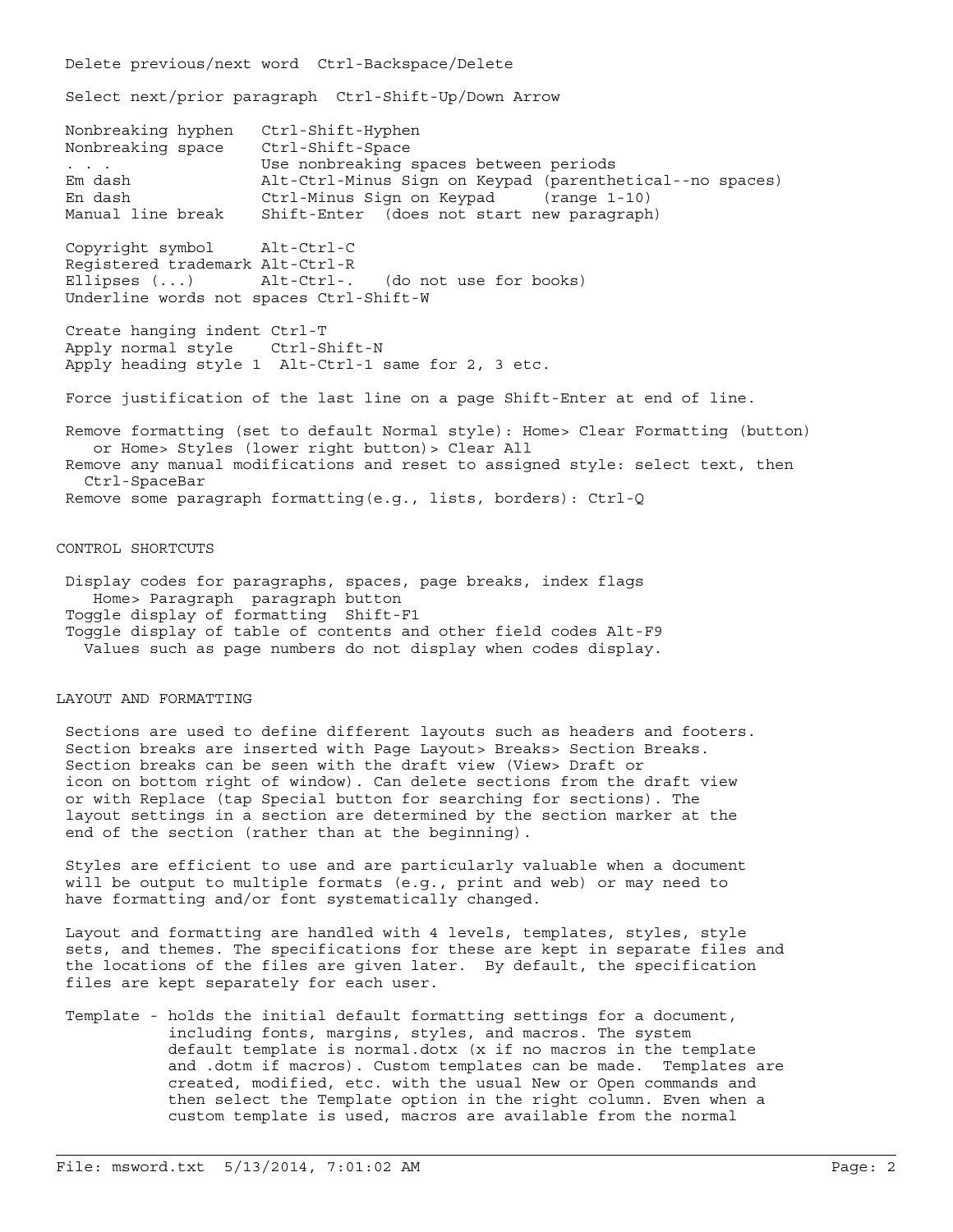Delete previous/next word  Ctrl-Backspace/Delete

Select next/prior paragraph  Ctrl-Shift-Up/Down Arrow

| | | |
|---|---|---|
| Nonbreaking hyphen | Ctrl-Shift-Hyphen | |
| Nonbreaking space | Ctrl-Shift-Space | |
| . . . | Use nonbreaking spaces between periods | |
| Em dash | Alt-Ctrl-Minus Sign on Keypad | (parenthetical--no spaces) |
| En dash | Ctrl-Minus Sign on Keypad | (range 1-10) |
| Manual line break | Shift-Enter | (does not start new paragraph) |

Copyright symbol     Alt-Ctrl-C
Registered trademark Alt-Ctrl-R
Ellipses (...)       Alt-Ctrl-.   (do not use for books)
Underline words not spaces Ctrl-Shift-W

Create hanging indent Ctrl-T
Apply normal style    Ctrl-Shift-N
Apply heading style 1  Alt-Ctrl-1 same for 2, 3 etc.

Force justification of the last line on a page Shift-Enter at end of line.

Remove formatting (set to default Normal style): Home> Clear Formatting (button) or Home> Styles (lower right button)> Clear All
Remove any manual modifications and reset to assigned style: select text, then Ctrl-SpaceBar
Remove some paragraph formatting(e.g., lists, borders): Ctrl-Q

## CONTROL SHORTCUTS

Display codes for paragraphs, spaces, page breaks, index flags
    Home> Paragraph  paragraph button
Toggle display of formatting  Shift-F1
Toggle display of table of contents and other field codes Alt-F9
   Values such as page numbers do not display when codes display.

## LAYOUT AND FORMATTING

Sections are used to define different layouts such as headers and footers. Section breaks are inserted with Page Layout> Breaks> Section Breaks. Section breaks can be seen with the draft view (View> Draft or icon on bottom right of window). Can delete sections from the draft view or with Replace (tap Special button for searching for sections). The layout settings in a section are determined by the section marker at the end of the section (rather than at the beginning).

Styles are efficient to use and are particularly valuable when a document will be output to multiple formats (e.g., print and web) or may need to have formatting and/or font systematically changed.

Layout and formatting are handled with 4 levels, templates, styles, style sets, and themes. The specifications for these are kept in separate files and the locations of the files are given later.  By default, the specification files are kept separately for each user.

Template - holds the initial default formatting settings for a document, including fonts, margins, styles, and macros. The system default template is normal.dotx (x if no macros in the template and .dotm if macros). Custom templates can be made.  Templates are created, modified, etc. with the usual New or Open commands and then select the Template option in the right column. Even when a custom template is used, macros are available from the normal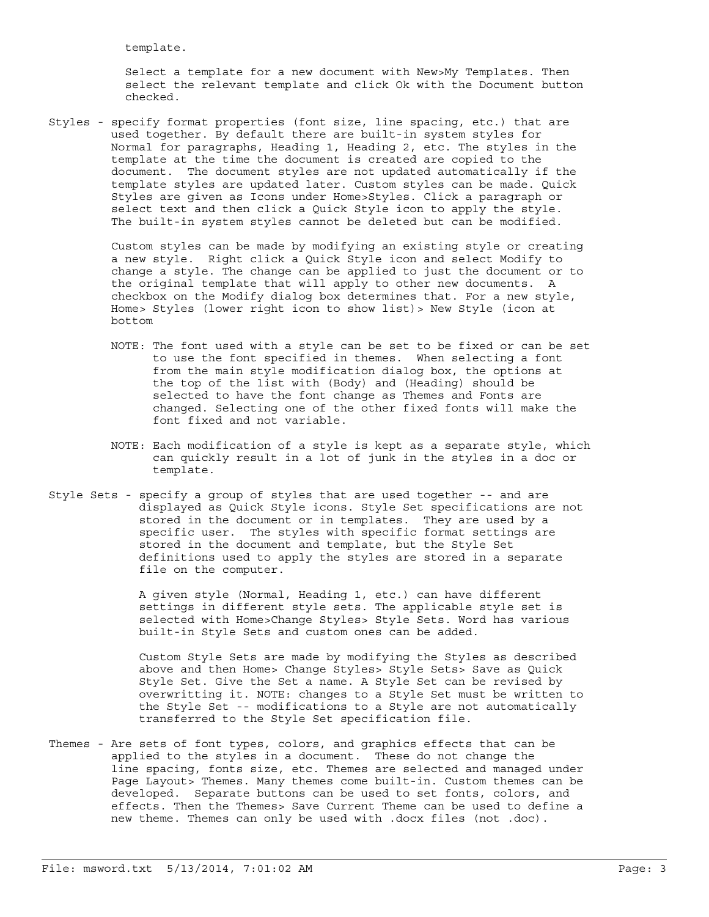template.

Select a template for a new document with New>My Templates. Then select the relevant template and click Ok with the Document button checked.

Styles - specify format properties (font size, line spacing, etc.) that are used together. By default there are built-in system styles for Normal for paragraphs, Heading 1, Heading 2, etc. The styles in the template at the time the document is created are copied to the document. The document styles are not updated automatically if the template styles are updated later. Custom styles can be made. Quick Styles are given as Icons under Home>Styles. Click a paragraph or select text and then click a Quick Style icon to apply the style. The built-in system styles cannot be deleted but can be modified.

Custom styles can be made by modifying an existing style or creating a new style. Right click a Quick Style icon and select Modify to change a style. The change can be applied to just the document or to the original template that will apply to other new documents. A checkbox on the Modify dialog box determines that. For a new style, Home> Styles (lower right icon to show list)> New Style (icon at bottom

NOTE: The font used with a style can be set to be fixed or can be set to use the font specified in themes. When selecting a font from the main style modification dialog box, the options at the top of the list with (Body) and (Heading) should be selected to have the font change as Themes and Fonts are changed. Selecting one of the other fixed fonts will make the font fixed and not variable.

NOTE: Each modification of a style is kept as a separate style, which can quickly result in a lot of junk in the styles in a doc or template.

Style Sets - specify a group of styles that are used together -- and are displayed as Quick Style icons. Style Set specifications are not stored in the document or in templates. They are used by a specific user. The styles with specific format settings are stored in the document and template, but the Style Set definitions used to apply the styles are stored in a separate file on the computer.

A given style (Normal, Heading 1, etc.) can have different settings in different style sets. The applicable style set is selected with Home>Change Styles> Style Sets. Word has various built-in Style Sets and custom ones can be added.

Custom Style Sets are made by modifying the Styles as described above and then Home> Change Styles> Style Sets> Save as Quick Style Set. Give the Set a name. A Style Set can be revised by overwritting it. NOTE: changes to a Style Set must be written to the Style Set -- modifications to a Style are not automatically transferred to the Style Set specification file.

Themes - Are sets of font types, colors, and graphics effects that can be applied to the styles in a document. These do not change the line spacing, fonts size, etc. Themes are selected and managed under Page Layout> Themes. Many themes come built-in. Custom themes can be developed. Separate buttons can be used to set fonts, colors, and effects. Then the Themes> Save Current Theme can be used to define a new theme. Themes can only be used with .docx files (not .doc).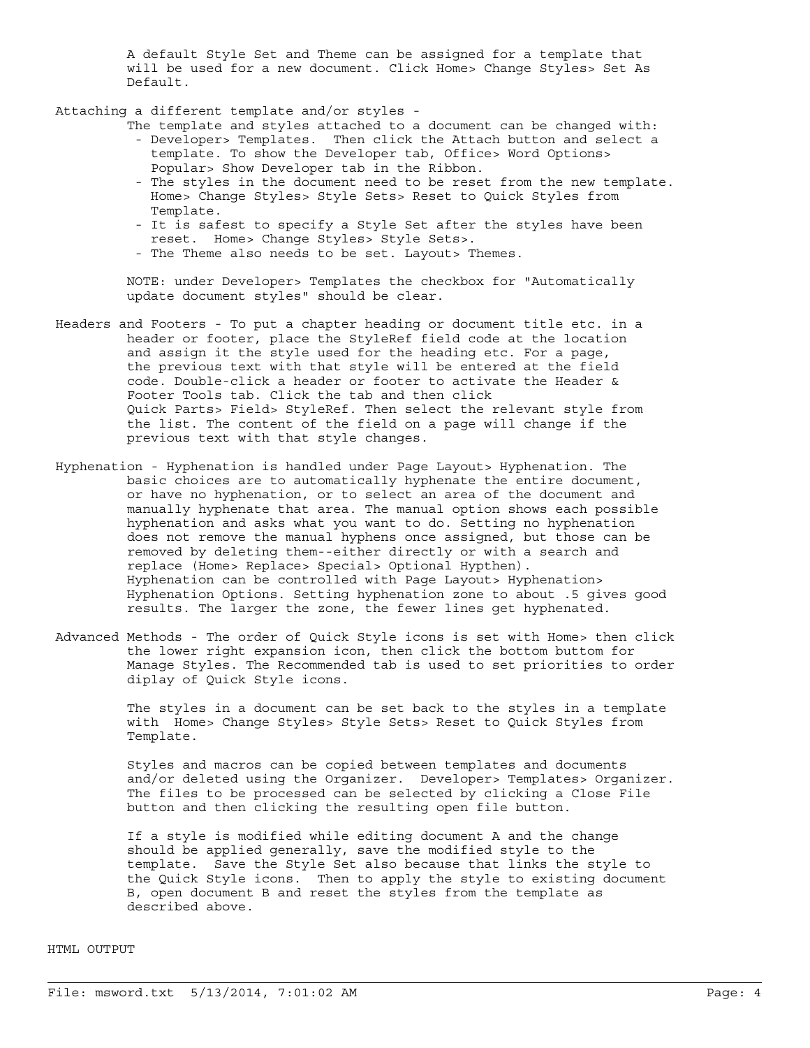A default Style Set and Theme can be assigned for a template that will be used for a new document. Click Home> Change Styles> Set As Default.

Attaching a different template and/or styles -

The template and styles attached to a document can be changed with:

- Developer> Templates. Then click the Attach button and select a template. To show the Developer tab, Office> Word Options> Popular> Show Developer tab in the Ribbon.
- The styles in the document need to be reset from the new template. Home> Change Styles> Style Sets> Reset to Quick Styles from Template.
- It is safest to specify a Style Set after the styles have been reset. Home> Change Styles> Style Sets>.
- The Theme also needs to be set. Layout> Themes.

NOTE: under Developer> Templates the checkbox for "Automatically update document styles" should be clear.

Headers and Footers - To put a chapter heading or document title etc. in a header or footer, place the StyleRef field code at the location and assign it the style used for the heading etc. For a page, the previous text with that style will be entered at the field code. Double-click a header or footer to activate the Header & Footer Tools tab. Click the tab and then click Quick Parts> Field> StyleRef. Then select the relevant style from the list. The content of the field on a page will change if the previous text with that style changes.

Hyphenation - Hyphenation is handled under Page Layout> Hyphenation. The basic choices are to automatically hyphenate the entire document, or have no hyphenation, or to select an area of the document and manually hyphenate that area. The manual option shows each possible hyphenation and asks what you want to do. Setting no hyphenation does not remove the manual hyphens once assigned, but those can be removed by deleting them--either directly or with a search and replace (Home> Replace> Special> Optional Hypthen). Hyphenation can be controlled with Page Layout> Hyphenation> Hyphenation Options. Setting hyphenation zone to about .5 gives good results. The larger the zone, the fewer lines get hyphenated.

Advanced Methods - The order of Quick Style icons is set with Home> then click the lower right expansion icon, then click the bottom buttom for Manage Styles. The Recommended tab is used to set priorities to order diplay of Quick Style icons.

The styles in a document can be set back to the styles in a template with Home> Change Styles> Style Sets> Reset to Quick Styles from Template.

Styles and macros can be copied between templates and documents and/or deleted using the Organizer. Developer> Templates> Organizer. The files to be processed can be selected by clicking a Close File button and then clicking the resulting open file button.

If a style is modified while editing document A and the change should be applied generally, save the modified style to the template. Save the Style Set also because that links the style to the Quick Style icons. Then to apply the style to existing document B, open document B and reset the styles from the template as described above.

HTML OUTPUT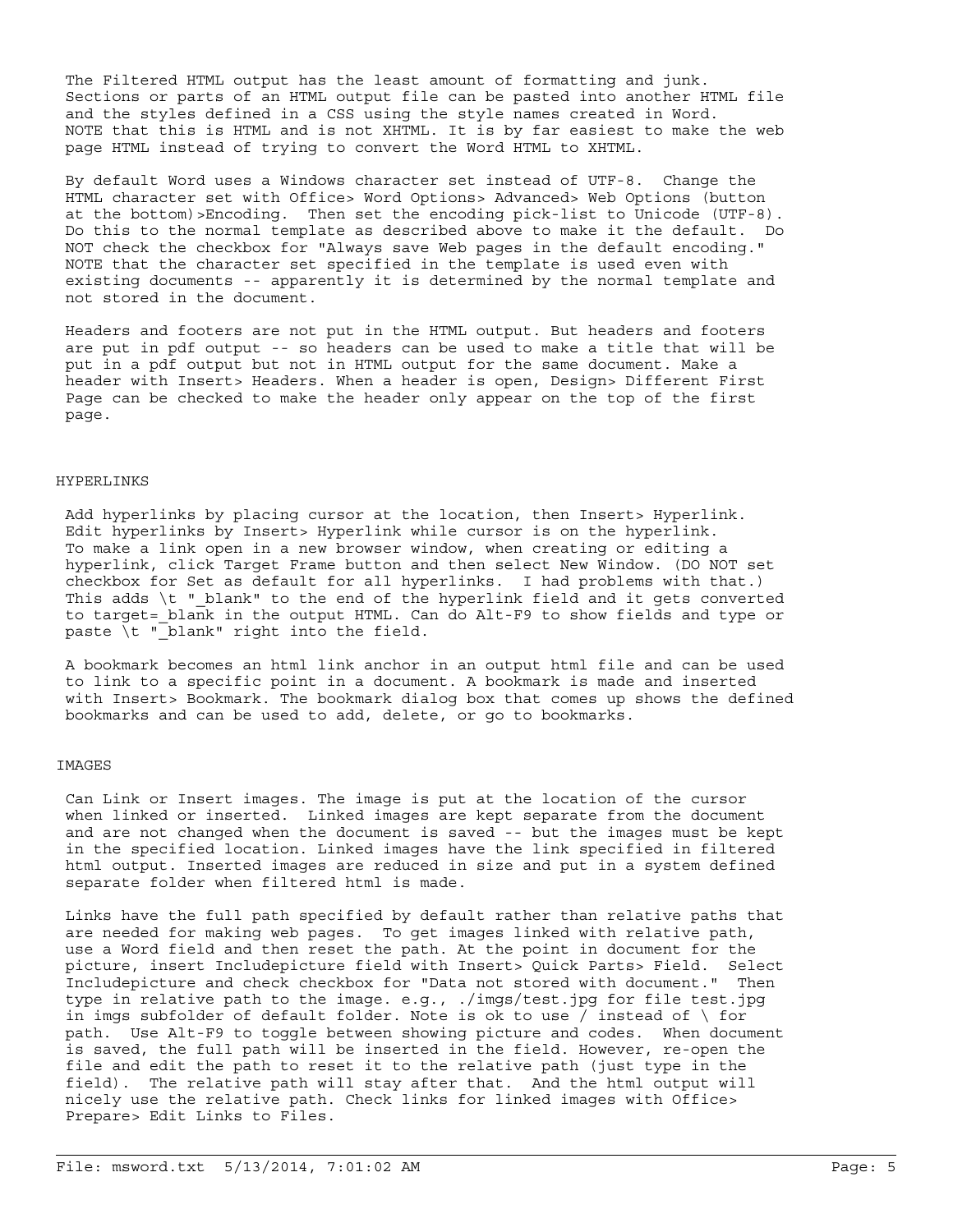The Filtered HTML output has the least amount of formatting and junk. Sections or parts of an HTML output file can be pasted into another HTML file and the styles defined in a CSS using the style names created in Word. NOTE that this is HTML and is not XHTML. It is by far easiest to make the web page HTML instead of trying to convert the Word HTML to XHTML.

By default Word uses a Windows character set instead of UTF-8. Change the HTML character set with Office> Word Options> Advanced> Web Options (button at the bottom)>Encoding. Then set the encoding pick-list to Unicode (UTF-8). Do this to the normal template as described above to make it the default. Do NOT check the checkbox for "Always save Web pages in the default encoding." NOTE that the character set specified in the template is used even with existing documents -- apparently it is determined by the normal template and not stored in the document.

Headers and footers are not put in the HTML output. But headers and footers are put in pdf output -- so headers can be used to make a title that will be put in a pdf output but not in HTML output for the same document. Make a header with Insert> Headers. When a header is open, Design> Different First Page can be checked to make the header only appear on the top of the first page.

## HYPERLINKS

Add hyperlinks by placing cursor at the location, then Insert> Hyperlink. Edit hyperlinks by Insert> Hyperlink while cursor is on the hyperlink. To make a link open in a new browser window, when creating or editing a hyperlink, click Target Frame button and then select New Window. (DO NOT set checkbox for Set as default for all hyperlinks. I had problems with that.) This adds \t "_blank" to the end of the hyperlink field and it gets converted to target=_blank in the output HTML. Can do Alt-F9 to show fields and type or paste \t "_blank" right into the field.

A bookmark becomes an html link anchor in an output html file and can be used to link to a specific point in a document. A bookmark is made and inserted with Insert> Bookmark. The bookmark dialog box that comes up shows the defined bookmarks and can be used to add, delete, or go to bookmarks.

## IMAGES

Can Link or Insert images. The image is put at the location of the cursor when linked or inserted. Linked images are kept separate from the document and are not changed when the document is saved -- but the images must be kept in the specified location. Linked images have the link specified in filtered html output. Inserted images are reduced in size and put in a system defined separate folder when filtered html is made.

Links have the full path specified by default rather than relative paths that are needed for making web pages. To get images linked with relative path, use a Word field and then reset the path. At the point in document for the picture, insert Includepicture field with Insert> Quick Parts> Field. Select Includepicture and check checkbox for "Data not stored with document." Then type in relative path to the image. e.g., ./imgs/test.jpg for file test.jpg in imgs subfolder of default folder. Note is ok to use / instead of \ for path. Use Alt-F9 to toggle between showing picture and codes. When document is saved, the full path will be inserted in the field. However, re-open the file and edit the path to reset it to the relative path (just type in the field). The relative path will stay after that. And the html output will nicely use the relative path. Check links for linked images with Office> Prepare> Edit Links to Files.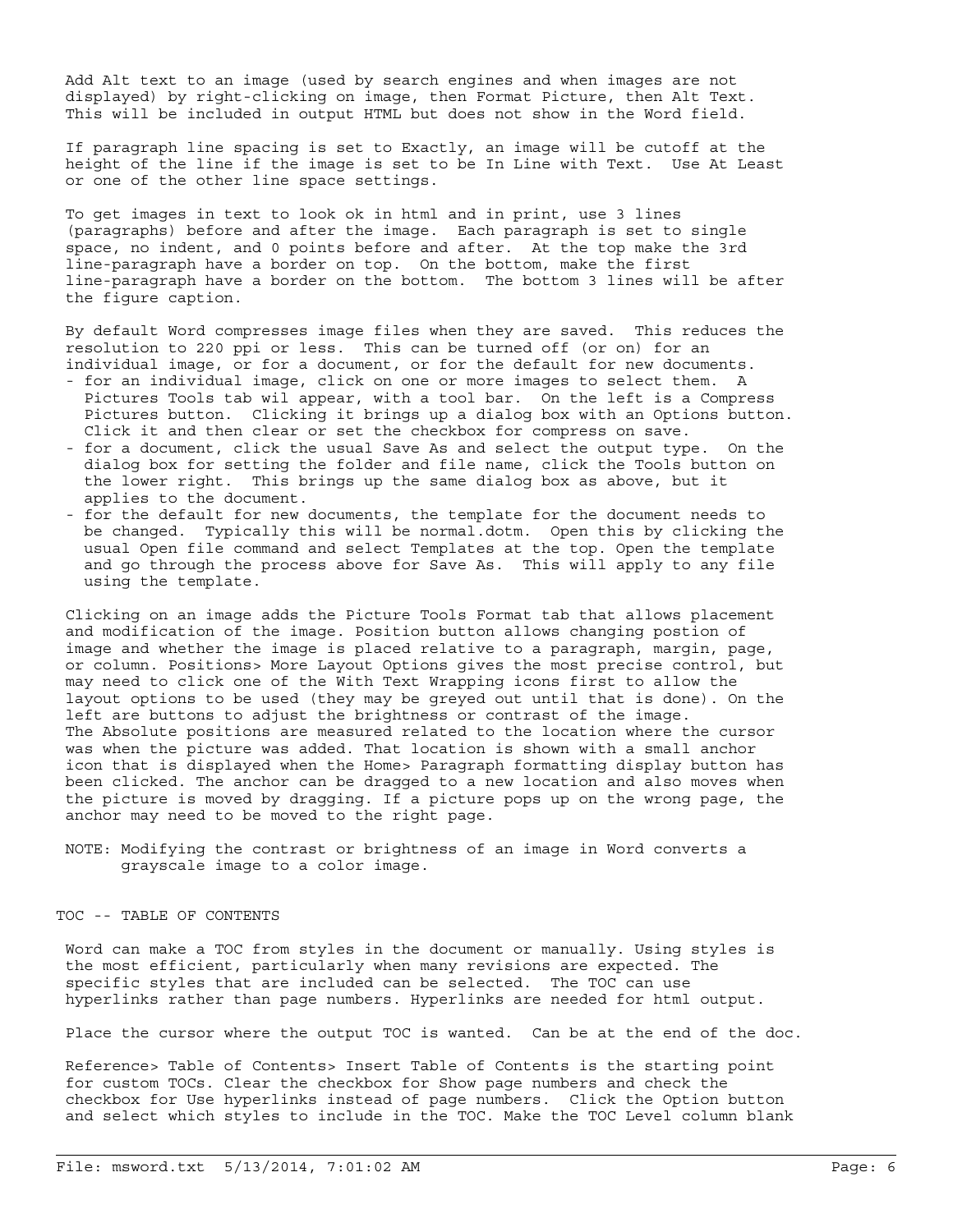Add Alt text to an image (used by search engines and when images are not displayed) by right-clicking on image, then Format Picture, then Alt Text. This will be included in output HTML but does not show in the Word field.

If paragraph line spacing is set to Exactly, an image will be cutoff at the height of the line if the image is set to be In Line with Text. Use At Least or one of the other line space settings.

To get images in text to look ok in html and in print, use 3 lines (paragraphs) before and after the image. Each paragraph is set to single space, no indent, and 0 points before and after. At the top make the 3rd line-paragraph have a border on top. On the bottom, make the first line-paragraph have a border on the bottom. The bottom 3 lines will be after the figure caption.

By default Word compresses image files when they are saved. This reduces the resolution to 220 ppi or less. This can be turned off (or on) for an individual image, or for a document, or for the default for new documents.

- for an individual image, click on one or more images to select them. A Pictures Tools tab wil appear, with a tool bar. On the left is a Compress Pictures button. Clicking it brings up a dialog box with an Options button. Click it and then clear or set the checkbox for compress on save.
- for a document, click the usual Save As and select the output type. On the dialog box for setting the folder and file name, click the Tools button on the lower right. This brings up the same dialog box as above, but it applies to the document.
- for the default for new documents, the template for the document needs to be changed. Typically this will be normal.dotm. Open this by clicking the usual Open file command and select Templates at the top. Open the template and go through the process above for Save As. This will apply to any file using the template.

Clicking on an image adds the Picture Tools Format tab that allows placement and modification of the image. Position button allows changing postion of image and whether the image is placed relative to a paragraph, margin, page, or column. Positions> More Layout Options gives the most precise control, but may need to click one of the With Text Wrapping icons first to allow the layout options to be used (they may be greyed out until that is done). On the left are buttons to adjust the brightness or contrast of the image.
The Absolute positions are measured related to the location where the cursor was when the picture was added. That location is shown with a small anchor icon that is displayed when the Home> Paragraph formatting display button has been clicked. The anchor can be dragged to a new location and also moves when the picture is moved by dragging. If a picture pops up on the wrong page, the anchor may need to be moved to the right page.

NOTE: Modifying the contrast or brightness of an image in Word converts a grayscale image to a color image.

## TOC -- TABLE OF CONTENTS

Word can make a TOC from styles in the document or manually. Using styles is the most efficient, particularly when many revisions are expected. The specific styles that are included can be selected. The TOC can use hyperlinks rather than page numbers. Hyperlinks are needed for html output.

Place the cursor where the output TOC is wanted. Can be at the end of the doc.

Reference> Table of Contents> Insert Table of Contents is the starting point for custom TOCs. Clear the checkbox for Show page numbers and check the checkbox for Use hyperlinks instead of page numbers. Click the Option button and select which styles to include in the TOC. Make the TOC Level column blank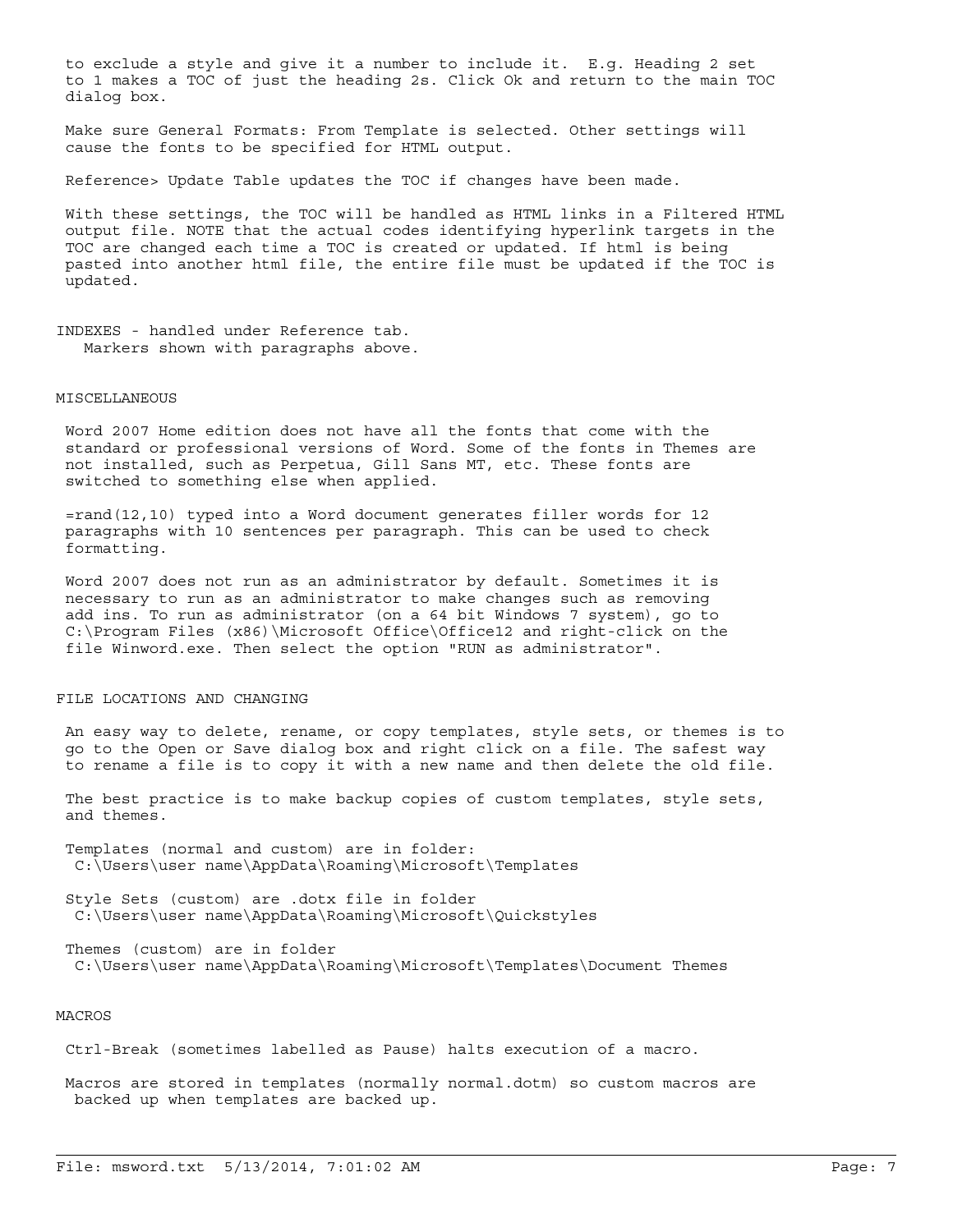to exclude a style and give it a number to include it. E.g. Heading 2 set to 1 makes a TOC of just the heading 2s. Click Ok and return to the main TOC dialog box.

Make sure General Formats: From Template is selected. Other settings will cause the fonts to be specified for HTML output.

Reference> Update Table updates the TOC if changes have been made.

With these settings, the TOC will be handled as HTML links in a Filtered HTML output file. NOTE that the actual codes identifying hyperlink targets in the TOC are changed each time a TOC is created or updated. If html is being pasted into another html file, the entire file must be updated if the TOC is updated.

INDEXES - handled under Reference tab.
Markers shown with paragraphs above.

## MISCELLANEOUS

Word 2007 Home edition does not have all the fonts that come with the standard or professional versions of Word. Some of the fonts in Themes are not installed, such as Perpetua, Gill Sans MT, etc. These fonts are switched to something else when applied.

=rand(12,10) typed into a Word document generates filler words for 12 paragraphs with 10 sentences per paragraph. This can be used to check formatting.

Word 2007 does not run as an administrator by default. Sometimes it is necessary to run as an administrator to make changes such as removing add ins. To run as administrator (on a 64 bit Windows 7 system), go to C:\Program Files (x86)\Microsoft Office\Office12 and right-click on the file Winword.exe. Then select the option "RUN as administrator".

## FILE LOCATIONS AND CHANGING

An easy way to delete, rename, or copy templates, style sets, or themes is to go to the Open or Save dialog box and right click on a file. The safest way to rename a file is to copy it with a new name and then delete the old file.

The best practice is to make backup copies of custom templates, style sets, and themes.

Templates (normal and custom) are in folder:
C:\Users\user name\AppData\Roaming\Microsoft\Templates

Style Sets (custom) are .dotx file in folder
C:\Users\user name\AppData\Roaming\Microsoft\Quickstyles

Themes (custom) are in folder
C:\Users\user name\AppData\Roaming\Microsoft\Templates\Document Themes

## MACROS

Ctrl-Break (sometimes labelled as Pause) halts execution of a macro.

Macros are stored in templates (normally normal.dotm) so custom macros are backed up when templates are backed up.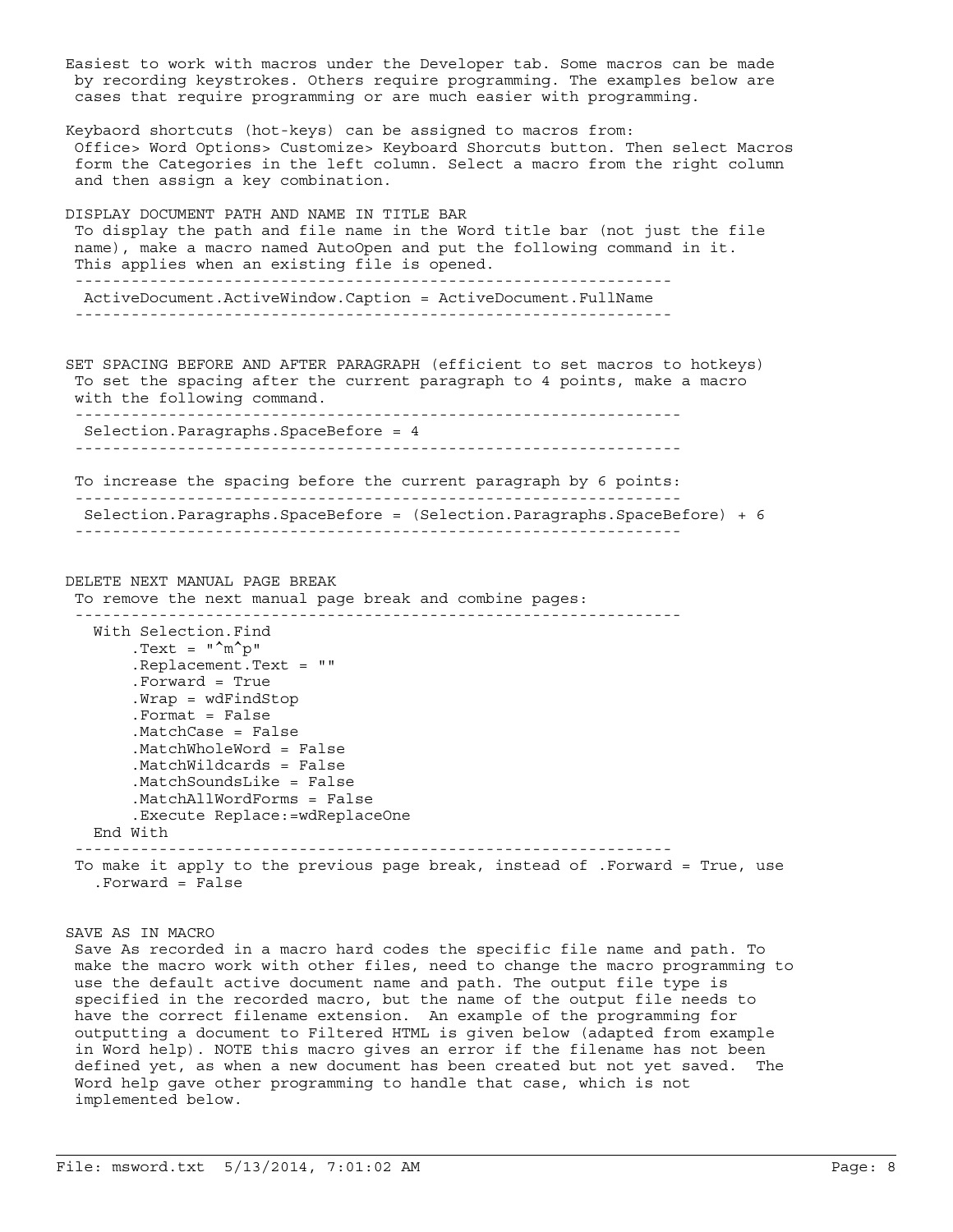Easiest to work with macros under the Developer tab. Some macros can be made by recording keystrokes. Others require programming. The examples below are cases that require programming or are much easier with programming.

Keybaord shortcuts (hot-keys) can be assigned to macros from: Office> Word Options> Customize> Keyboard Shorcuts button. Then select Macros form the Categories in the left column. Select a macro from the right column and then assign a key combination.

DISPLAY DOCUMENT PATH AND NAME IN TITLE BAR

To display the path and file name in the Word title bar (not just the file name), make a macro named AutoOpen and put the following command in it. This applies when an existing file is opened.

```
---------------------------------------------------------------
 ActiveDocument.ActiveWindow.Caption = ActiveDocument.FullName
---------------------------------------------------------------
```

SET SPACING BEFORE AND AFTER PARAGRAPH (efficient to set macros to hotkeys)

To set the spacing after the current paragraph to 4 points, make a macro with the following command.

```
----------------------------------------------------------------
 Selection.Paragraphs.SpaceBefore = 4
----------------------------------------------------------------
```

To increase the spacing before the current paragraph by 6 points:

```
----------------------------------------------------------------
 Selection.Paragraphs.SpaceBefore = (Selection.Paragraphs.SpaceBefore) + 6
----------------------------------------------------------------
```

DELETE NEXT MANUAL PAGE BREAK

To remove the next manual page break and combine pages:

```
----------------------------------------------------------------
   With Selection.Find
       .Text = "^m^p"
       .Replacement.Text = ""
       .Forward = True
       .Wrap = wdFindStop
       .Format = False
       .MatchCase = False
       .MatchWholeWord = False
       .MatchWildcards = False
       .MatchSoundsLike = False
       .MatchAllWordForms = False
       .Execute Replace:=wdReplaceOne
   End With
----------------------------------------------------------------
```

To make it apply to the previous page break, instead of .Forward = True, use .Forward = False

SAVE AS IN MACRO

Save As recorded in a macro hard codes the specific file name and path. To make the macro work with other files, need to change the macro programming to use the default active document name and path. The output file type is specified in the recorded macro, but the name of the output file needs to have the correct filename extension. An example of the programming for outputting a document to Filtered HTML is given below (adapted from example in Word help). NOTE this macro gives an error if the filename has not been defined yet, as when a new document has been created but not yet saved. The Word help gave other programming to handle that case, which is not implemented below.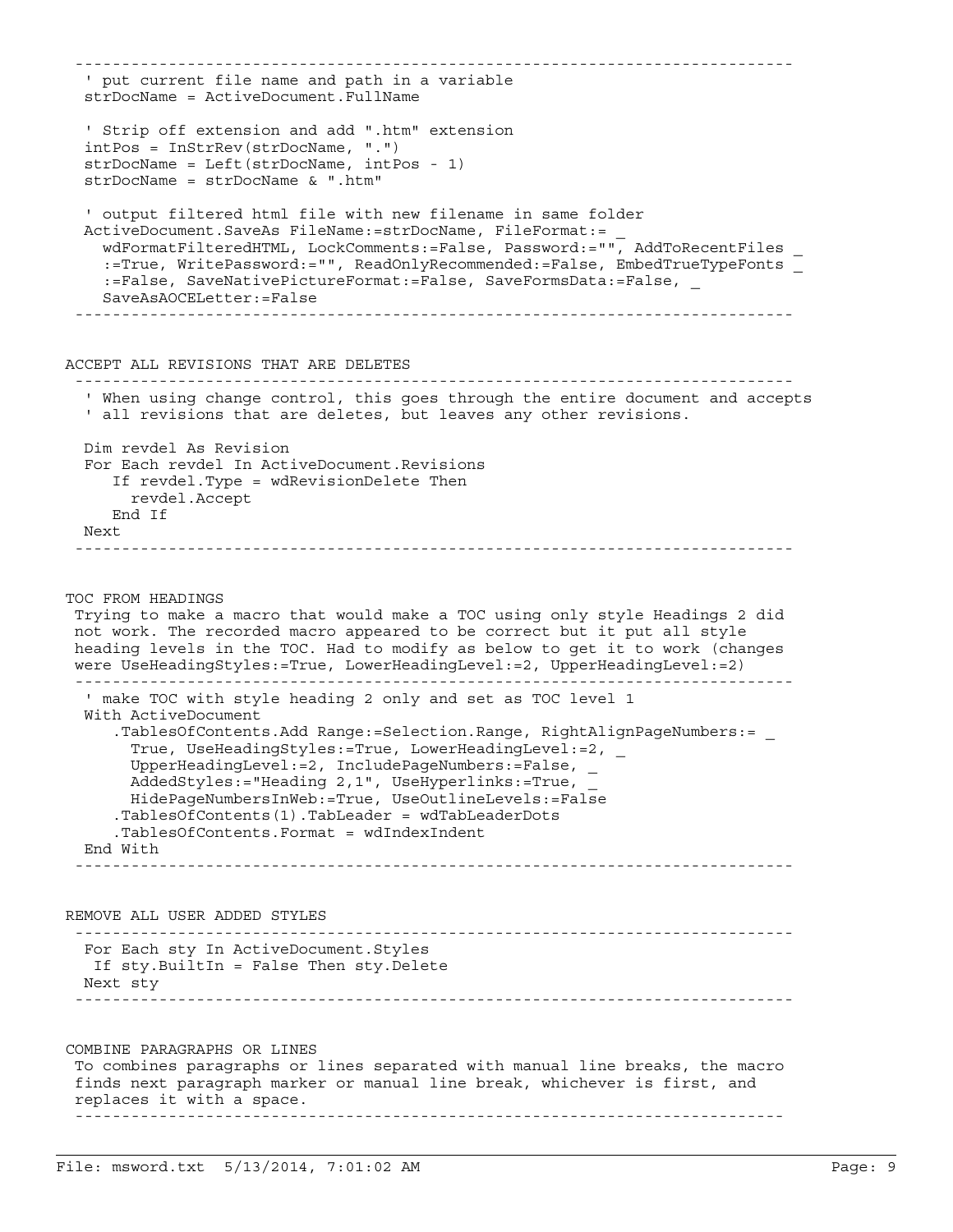```
  ' put current file name and path in a variable
  strDocName = ActiveDocument.FullName

  ' Strip off extension and add ".htm" extension
  intPos = InStrRev(strDocName, ".")
  strDocName = Left(strDocName, intPos - 1)
  strDocName = strDocName & ".htm"

  ' output filtered html file with new filename in same folder
  ActiveDocument.SaveAs FileName:=strDocName, FileFormat:= _
    wdFormatFilteredHTML, LockComments:=False, Password:="", AddToRecentFiles _
    :=True, WritePassword:="", ReadOnlyRecommended:=False, EmbedTrueTypeFonts _
    :=False, SaveNativePictureFormat:=False, SaveFormsData:=False, _
    SaveAsAOCELetter:=False
```

ACCEPT ALL REVISIONS THAT ARE DELETES

```
  ' When using change control, this goes through the entire document and accepts
  ' all revisions that are deletes, but leaves any other revisions.

  Dim revdel As Revision
  For Each revdel In ActiveDocument.Revisions
     If revdel.Type = wdRevisionDelete Then
       revdel.Accept
     End If
  Next
```

TOC FROM HEADINGS

Trying to make a macro that would make a TOC using only style Headings 2 did not work. The recorded macro appeared to be correct but it put all style heading levels in the TOC. Had to modify as below to get it to work (changes were UseHeadingStyles:=True, LowerHeadingLevel:=2, UpperHeadingLevel:=2)

```
  ' make TOC with style heading 2 only and set as TOC level 1
  With ActiveDocument
     .TablesOfContents.Add Range:=Selection.Range, RightAlignPageNumbers:= _
       True, UseHeadingStyles:=True, LowerHeadingLevel:=2, _
       UpperHeadingLevel:=2, IncludePageNumbers:=False, _
       AddedStyles:="Heading 2,1", UseHyperlinks:=True, _
       HidePageNumbersInWeb:=True, UseOutlineLevels:=False
     .TablesOfContents(1).TabLeader = wdTabLeaderDots
     .TablesOfContents.Format = wdIndexIndent
  End With
```

REMOVE ALL USER ADDED STYLES

```
  For Each sty In ActiveDocument.Styles
   If sty.BuiltIn = False Then sty.Delete
  Next sty
```

COMBINE PARAGRAPHS OR LINES

To combines paragraphs or lines separated with manual line breaks, the macro finds next paragraph marker or manual line break, whichever is first, and replaces it with a space.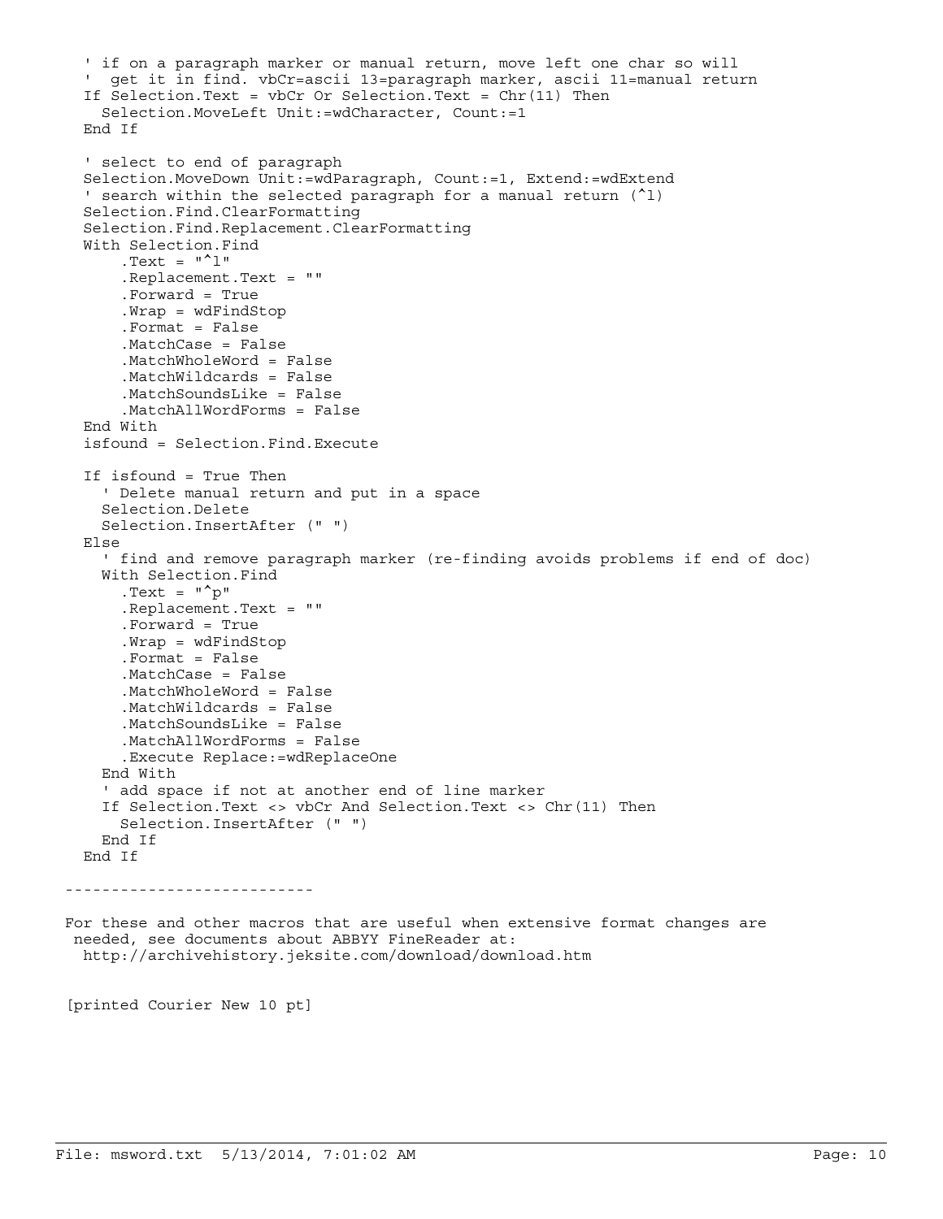```
  ' if on a paragraph marker or manual return, move left one char so will
  '  get it in find. vbCr=ascii 13=paragraph marker, ascii 11=manual return
  If Selection.Text = vbCr Or Selection.Text = Chr(11) Then
    Selection.MoveLeft Unit:=wdCharacter, Count:=1
  End If

  ' select to end of paragraph
  Selection.MoveDown Unit:=wdParagraph, Count:=1, Extend:=wdExtend
  ' search within the selected paragraph for a manual return (^l)
  Selection.Find.ClearFormatting
  Selection.Find.Replacement.ClearFormatting
  With Selection.Find
      .Text = "^l"
      .Replacement.Text = ""
      .Forward = True
      .Wrap = wdFindStop
      .Format = False
      .MatchCase = False
      .MatchWholeWord = False
      .MatchWildcards = False
      .MatchSoundsLike = False
      .MatchAllWordForms = False
  End With
  isfound = Selection.Find.Execute

  If isfound = True Then
    ' Delete manual return and put in a space
    Selection.Delete
    Selection.InsertAfter (" ")
  Else
    ' find and remove paragraph marker (re-finding avoids problems if end of doc)
    With Selection.Find
      .Text = "^p"
      .Replacement.Text = ""
      .Forward = True
      .Wrap = wdFindStop
      .Format = False
      .MatchCase = False
      .MatchWholeWord = False
      .MatchWildcards = False
      .MatchSoundsLike = False
      .MatchAllWordForms = False
      .Execute Replace:=wdReplaceOne
    End With
    ' add space if not at another end of line marker
    If Selection.Text <> vbCr And Selection.Text <> Chr(11) Then
      Selection.InsertAfter (" ")
    End If
  End If
```

---------------------------

For these and other macros that are useful when extensive format changes are needed, see documents about ABBYY FineReader at:
http://archivehistory.jeksite.com/download/download.htm

[printed Courier New 10 pt]